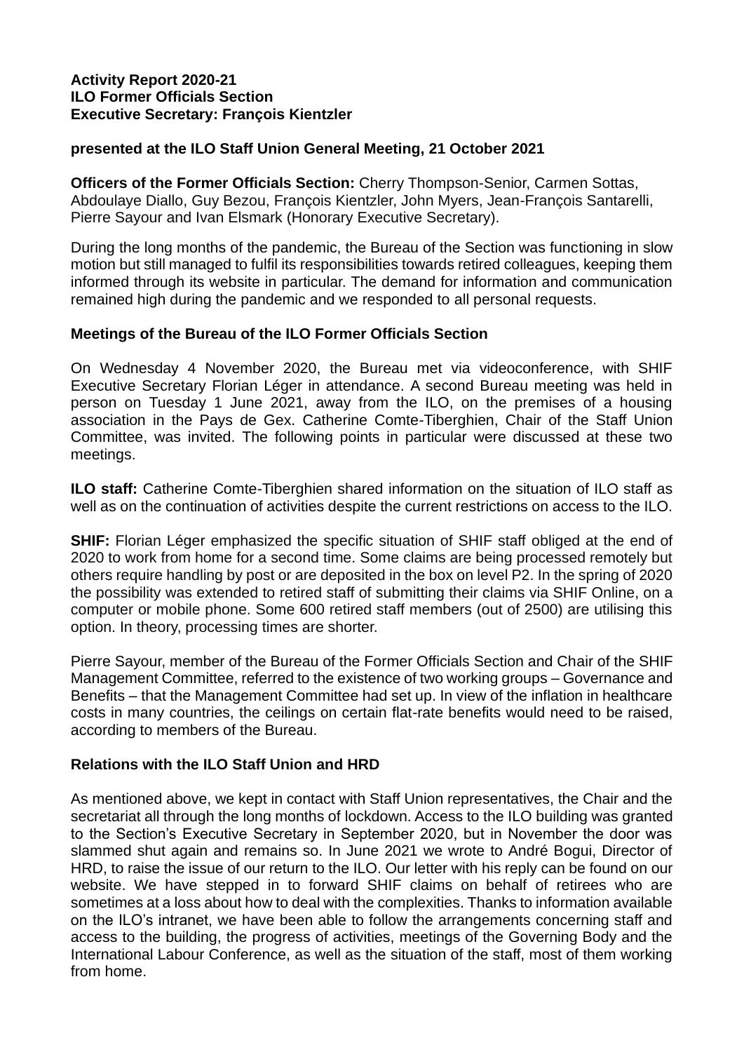**Activity Report 2020-21**
**ILO Former Officials Section**
**Executive Secretary: François Kientzler**

**presented at the ILO Staff Union General Meeting, 21 October 2021**

**Officers of the Former Officials Section:** Cherry Thompson-Senior, Carmen Sottas, Abdoulaye Diallo, Guy Bezou, François Kientzler, John Myers, Jean-François Santarelli, Pierre Sayour and Ivan Elsmark (Honorary Executive Secretary).

During the long months of the pandemic, the Bureau of the Section was functioning in slow motion but still managed to fulfil its responsibilities towards retired colleagues, keeping them informed through its website in particular. The demand for information and communication remained high during the pandemic and we responded to all personal requests.

## Meetings of the Bureau of the ILO Former Officials Section

On Wednesday 4 November 2020, the Bureau met via videoconference, with SHIF Executive Secretary Florian Léger in attendance. A second Bureau meeting was held in person on Tuesday 1 June 2021, away from the ILO, on the premises of a housing association in the Pays de Gex. Catherine Comte-Tiberghien, Chair of the Staff Union Committee, was invited. The following points in particular were discussed at these two meetings.

**ILO staff:** Catherine Comte-Tiberghien shared information on the situation of ILO staff as well as on the continuation of activities despite the current restrictions on access to the ILO.

**SHIF:** Florian Léger emphasized the specific situation of SHIF staff obliged at the end of 2020 to work from home for a second time. Some claims are being processed remotely but others require handling by post or are deposited in the box on level P2. In the spring of 2020 the possibility was extended to retired staff of submitting their claims via SHIF Online, on a computer or mobile phone. Some 600 retired staff members (out of 2500) are utilising this option. In theory, processing times are shorter.

Pierre Sayour, member of the Bureau of the Former Officials Section and Chair of the SHIF Management Committee, referred to the existence of two working groups – Governance and Benefits – that the Management Committee had set up. In view of the inflation in healthcare costs in many countries, the ceilings on certain flat-rate benefits would need to be raised, according to members of the Bureau.

## Relations with the ILO Staff Union and HRD

As mentioned above, we kept in contact with Staff Union representatives, the Chair and the secretariat all through the long months of lockdown. Access to the ILO building was granted to the Section's Executive Secretary in September 2020, but in November the door was slammed shut again and remains so. In June 2021 we wrote to André Bogui, Director of HRD, to raise the issue of our return to the ILO. Our letter with his reply can be found on our website. We have stepped in to forward SHIF claims on behalf of retirees who are sometimes at a loss about how to deal with the complexities. Thanks to information available on the ILO's intranet, we have been able to follow the arrangements concerning staff and access to the building, the progress of activities, meetings of the Governing Body and the International Labour Conference, as well as the situation of the staff, most of them working from home.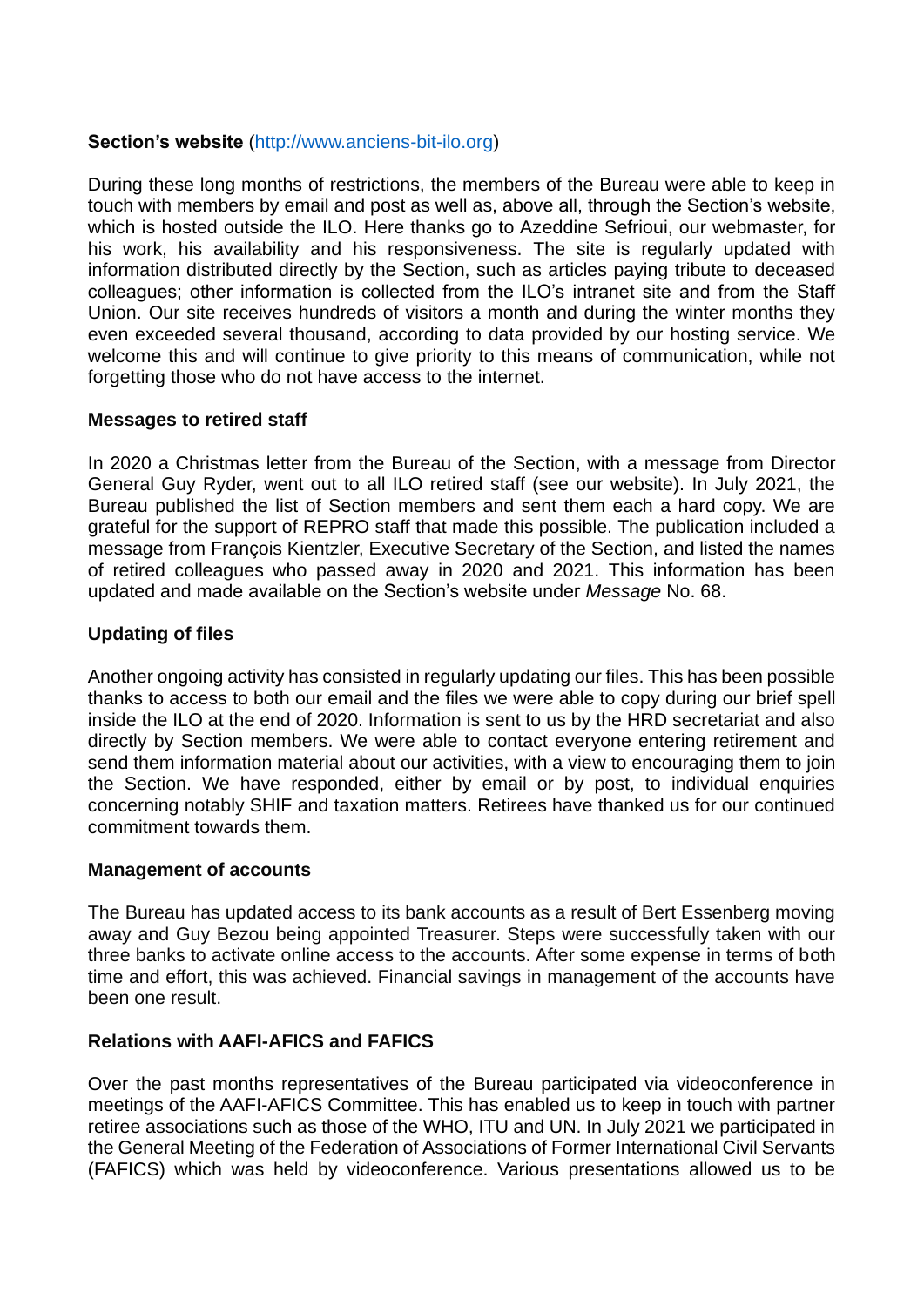**Section's website** ([http://www.anciens-bit-ilo.org](http://www.anciens-bit-ilo.org))

During these long months of restrictions, the members of the Bureau were able to keep in touch with members by email and post as well as, above all, through the Section's website, which is hosted outside the ILO. Here thanks go to Azeddine Sefrioui, our webmaster, for his work, his availability and his responsiveness. The site is regularly updated with information distributed directly by the Section, such as articles paying tribute to deceased colleagues; other information is collected from the ILO's intranet site and from the Staff Union. Our site receives hundreds of visitors a month and during the winter months they even exceeded several thousand, according to data provided by our hosting service. We welcome this and will continue to give priority to this means of communication, while not forgetting those who do not have access to the internet.

**Messages to retired staff**

In 2020 a Christmas letter from the Bureau of the Section, with a message from Director General Guy Ryder, went out to all ILO retired staff (see our website). In July 2021, the Bureau published the list of Section members and sent them each a hard copy. We are grateful for the support of REPRO staff that made this possible. The publication included a message from François Kientzler, Executive Secretary of the Section, and listed the names of retired colleagues who passed away in 2020 and 2021. This information has been updated and made available on the Section's website under *Message* No. 68.

**Updating of files**

Another ongoing activity has consisted in regularly updating our files. This has been possible thanks to access to both our email and the files we were able to copy during our brief spell inside the ILO at the end of 2020. Information is sent to us by the HRD secretariat and also directly by Section members. We were able to contact everyone entering retirement and send them information material about our activities, with a view to encouraging them to join the Section. We have responded, either by email or by post, to individual enquiries concerning notably SHIF and taxation matters. Retirees have thanked us for our continued commitment towards them.

**Management of accounts**

The Bureau has updated access to its bank accounts as a result of Bert Essenberg moving away and Guy Bezou being appointed Treasurer. Steps were successfully taken with our three banks to activate online access to the accounts. After some expense in terms of both time and effort, this was achieved. Financial savings in management of the accounts have been one result.

**Relations with AAFI-AFICS and FAFICS**

Over the past months representatives of the Bureau participated via videoconference in meetings of the AAFI-AFICS Committee. This has enabled us to keep in touch with partner retiree associations such as those of the WHO, ITU and UN. In July 2021 we participated in the General Meeting of the Federation of Associations of Former International Civil Servants (FAFICS) which was held by videoconference. Various presentations allowed us to be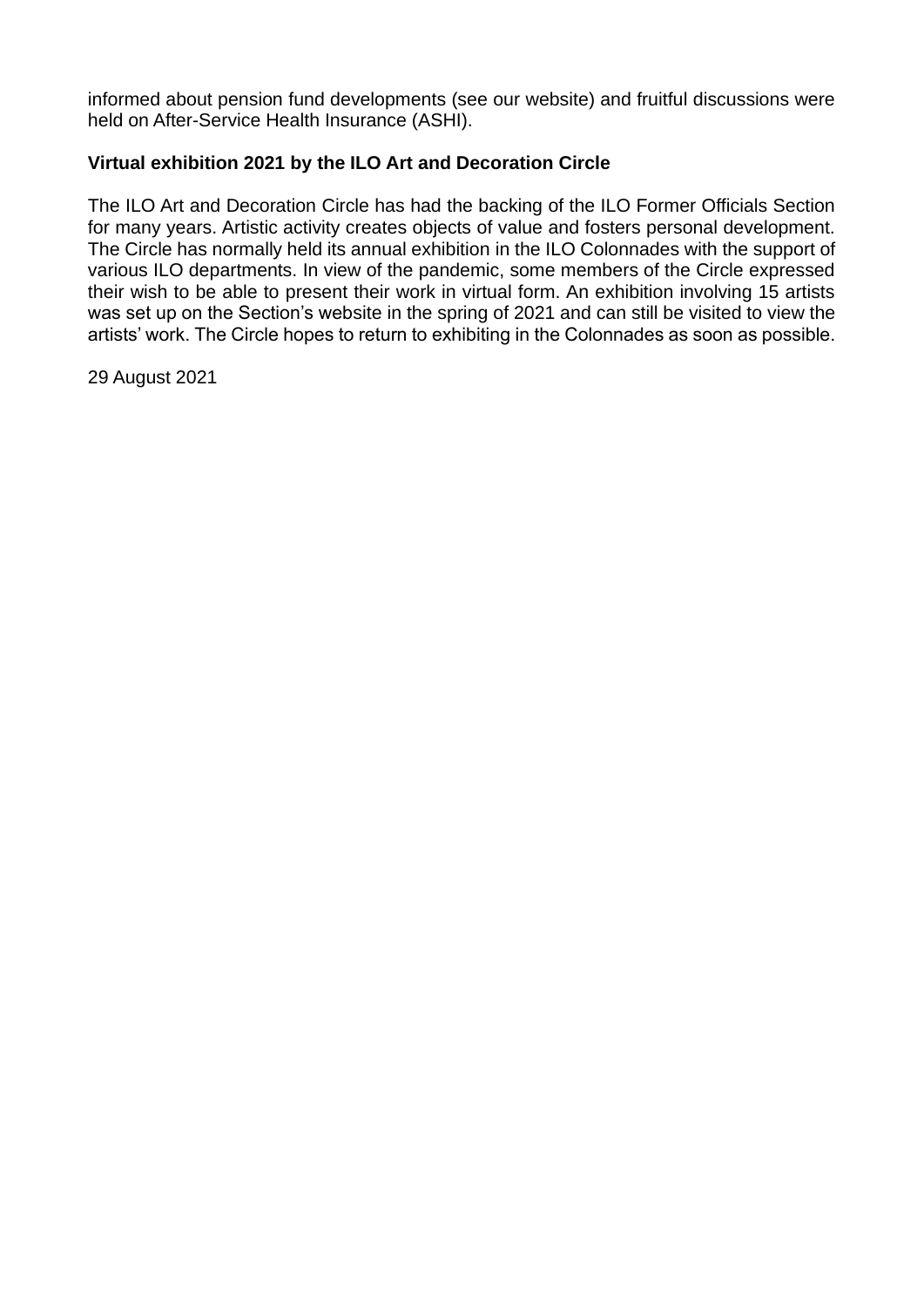informed about pension fund developments (see our website) and fruitful discussions were held on After-Service Health Insurance (ASHI).

**Virtual exhibition 2021 by the ILO Art and Decoration Circle**

The ILO Art and Decoration Circle has had the backing of the ILO Former Officials Section for many years. Artistic activity creates objects of value and fosters personal development. The Circle has normally held its annual exhibition in the ILO Colonnades with the support of various ILO departments. In view of the pandemic, some members of the Circle expressed their wish to be able to present their work in virtual form. An exhibition involving 15 artists was set up on the Section's website in the spring of 2021 and can still be visited to view the artists' work. The Circle hopes to return to exhibiting in the Colonnades as soon as possible.

29 August 2021